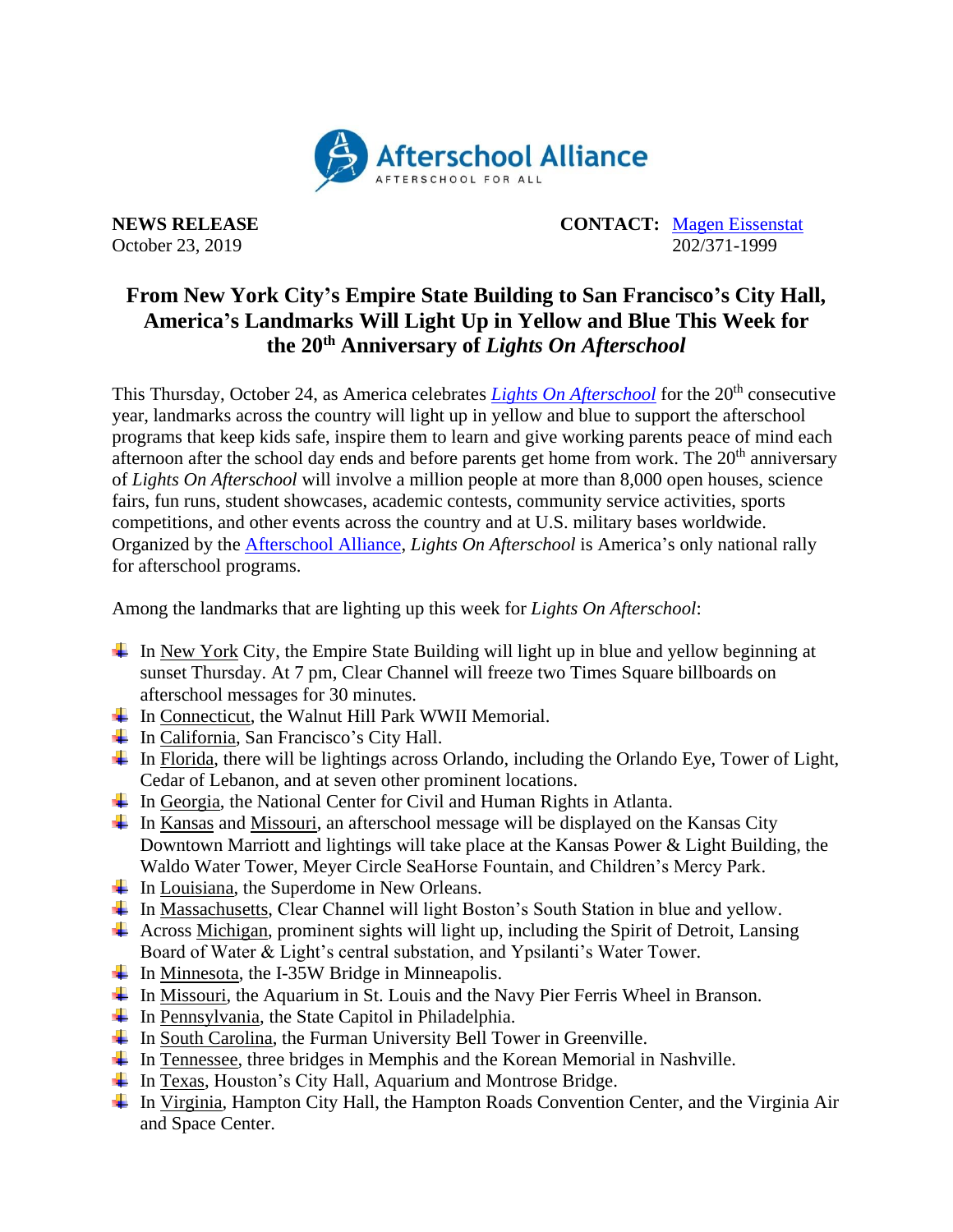Afterschool Alliance
AFTERSCHOOL FOR ALL

**NEWS RELEASE**
October 23, 2019

**CONTACT:** Magen Eissenstat
202/371-1999

# From New York City's Empire State Building to San Francisco's City Hall, America's Landmarks Will Light Up in Yellow and Blue This Week for the 20th Anniversary of *Lights On Afterschool*

This Thursday, October 24, as America celebrates *Lights On Afterschool* for the 20th consecutive year, landmarks across the country will light up in yellow and blue to support the afterschool programs that keep kids safe, inspire them to learn and give working parents peace of mind each afternoon after the school day ends and before parents get home from work. The 20th anniversary of *Lights On Afterschool* will involve a million people at more than 8,000 open houses, science fairs, fun runs, student showcases, academic contests, community service activities, sports competitions, and other events across the country and at U.S. military bases worldwide. Organized by the Afterschool Alliance, *Lights On Afterschool* is America's only national rally for afterschool programs.

Among the landmarks that are lighting up this week for *Lights On Afterschool*:

- In New York City, the Empire State Building will light up in blue and yellow beginning at sunset Thursday. At 7 pm, Clear Channel will freeze two Times Square billboards on afterschool messages for 30 minutes.
- In Connecticut, the Walnut Hill Park WWII Memorial.
- In California, San Francisco's City Hall.
- In Florida, there will be lightings across Orlando, including the Orlando Eye, Tower of Light, Cedar of Lebanon, and at seven other prominent locations.
- In Georgia, the National Center for Civil and Human Rights in Atlanta.
- In Kansas and Missouri, an afterschool message will be displayed on the Kansas City Downtown Marriott and lightings will take place at the Kansas Power & Light Building, the Waldo Water Tower, Meyer Circle SeaHorse Fountain, and Children's Mercy Park.
- In Louisiana, the Superdome in New Orleans.
- In Massachusetts, Clear Channel will light Boston's South Station in blue and yellow.
- Across Michigan, prominent sights will light up, including the Spirit of Detroit, Lansing Board of Water & Light's central substation, and Ypsilanti's Water Tower.
- In Minnesota, the I-35W Bridge in Minneapolis.
- In Missouri, the Aquarium in St. Louis and the Navy Pier Ferris Wheel in Branson.
- In Pennsylvania, the State Capitol in Philadelphia.
- In South Carolina, the Furman University Bell Tower in Greenville.
- In Tennessee, three bridges in Memphis and the Korean Memorial in Nashville.
- In Texas, Houston's City Hall, Aquarium and Montrose Bridge.
- In Virginia, Hampton City Hall, the Hampton Roads Convention Center, and the Virginia Air and Space Center.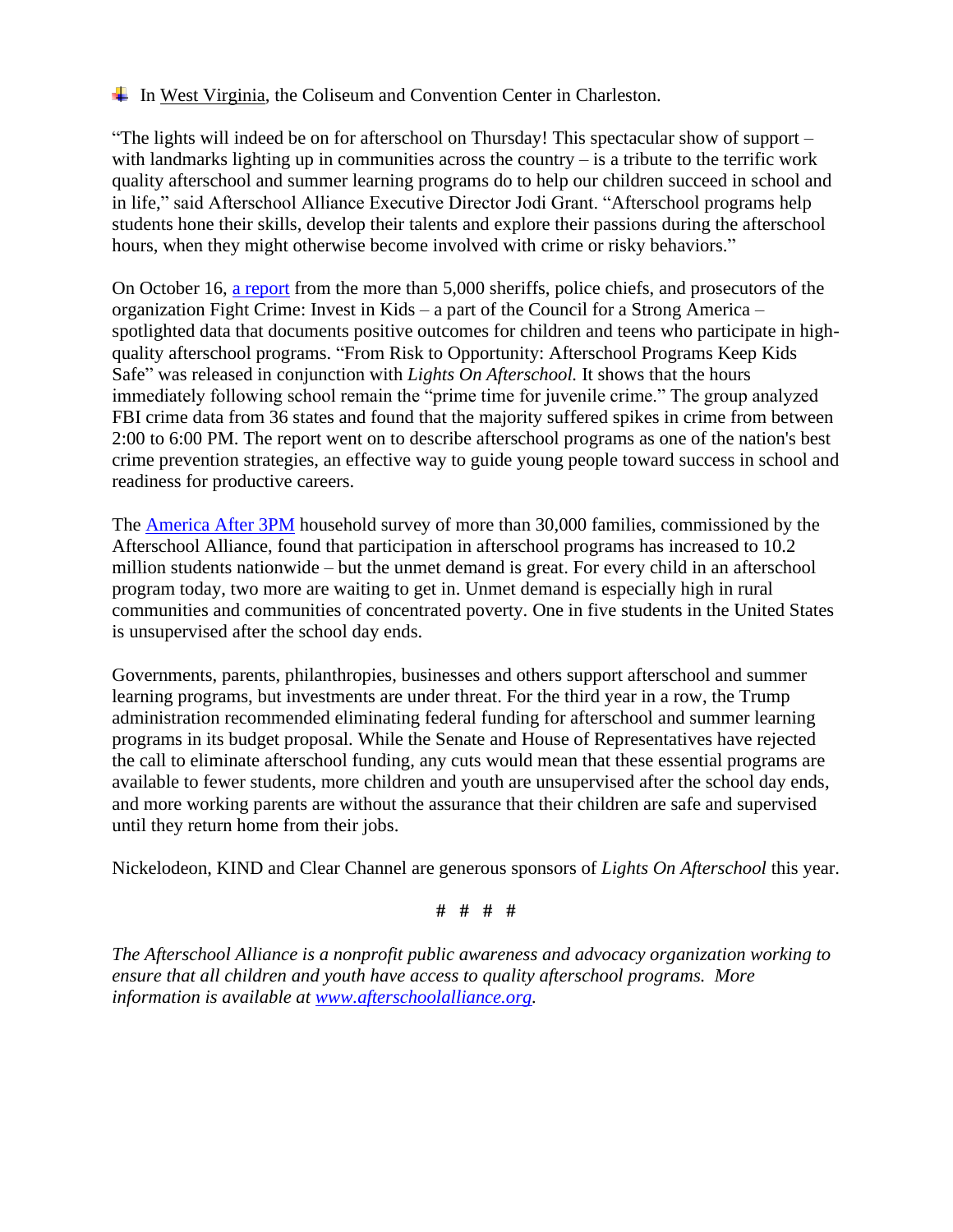- In West Virginia, the Coliseum and Convention Center in Charleston.

"The lights will indeed be on for afterschool on Thursday! This spectacular show of support – with landmarks lighting up in communities across the country – is a tribute to the terrific work quality afterschool and summer learning programs do to help our children succeed in school and in life," said Afterschool Alliance Executive Director Jodi Grant. "Afterschool programs help students hone their skills, develop their talents and explore their passions during the afterschool hours, when they might otherwise become involved with crime or risky behaviors."

On October 16, a report from the more than 5,000 sheriffs, police chiefs, and prosecutors of the organization Fight Crime: Invest in Kids – a part of the Council for a Strong America – spotlighted data that documents positive outcomes for children and teens who participate in high-quality afterschool programs. "From Risk to Opportunity: Afterschool Programs Keep Kids Safe" was released in conjunction with *Lights On Afterschool.* It shows that the hours immediately following school remain the "prime time for juvenile crime." The group analyzed FBI crime data from 36 states and found that the majority suffered spikes in crime from between 2:00 to 6:00 PM. The report went on to describe afterschool programs as one of the nation's best crime prevention strategies, an effective way to guide young people toward success in school and readiness for productive careers.

The America After 3PM household survey of more than 30,000 families, commissioned by the Afterschool Alliance, found that participation in afterschool programs has increased to 10.2 million students nationwide – but the unmet demand is great. For every child in an afterschool program today, two more are waiting to get in. Unmet demand is especially high in rural communities and communities of concentrated poverty. One in five students in the United States is unsupervised after the school day ends.

Governments, parents, philanthropies, businesses and others support afterschool and summer learning programs, but investments are under threat. For the third year in a row, the Trump administration recommended eliminating federal funding for afterschool and summer learning programs in its budget proposal. While the Senate and House of Representatives have rejected the call to eliminate afterschool funding, any cuts would mean that these essential programs are available to fewer students, more children and youth are unsupervised after the school day ends, and more working parents are without the assurance that their children are safe and supervised until they return home from their jobs.

Nickelodeon, KIND and Clear Channel are generous sponsors of *Lights On Afterschool* this year.

# # # #

*The Afterschool Alliance is a nonprofit public awareness and advocacy organization working to ensure that all children and youth have access to quality afterschool programs. More information is available at www.afterschoolalliance.org.*